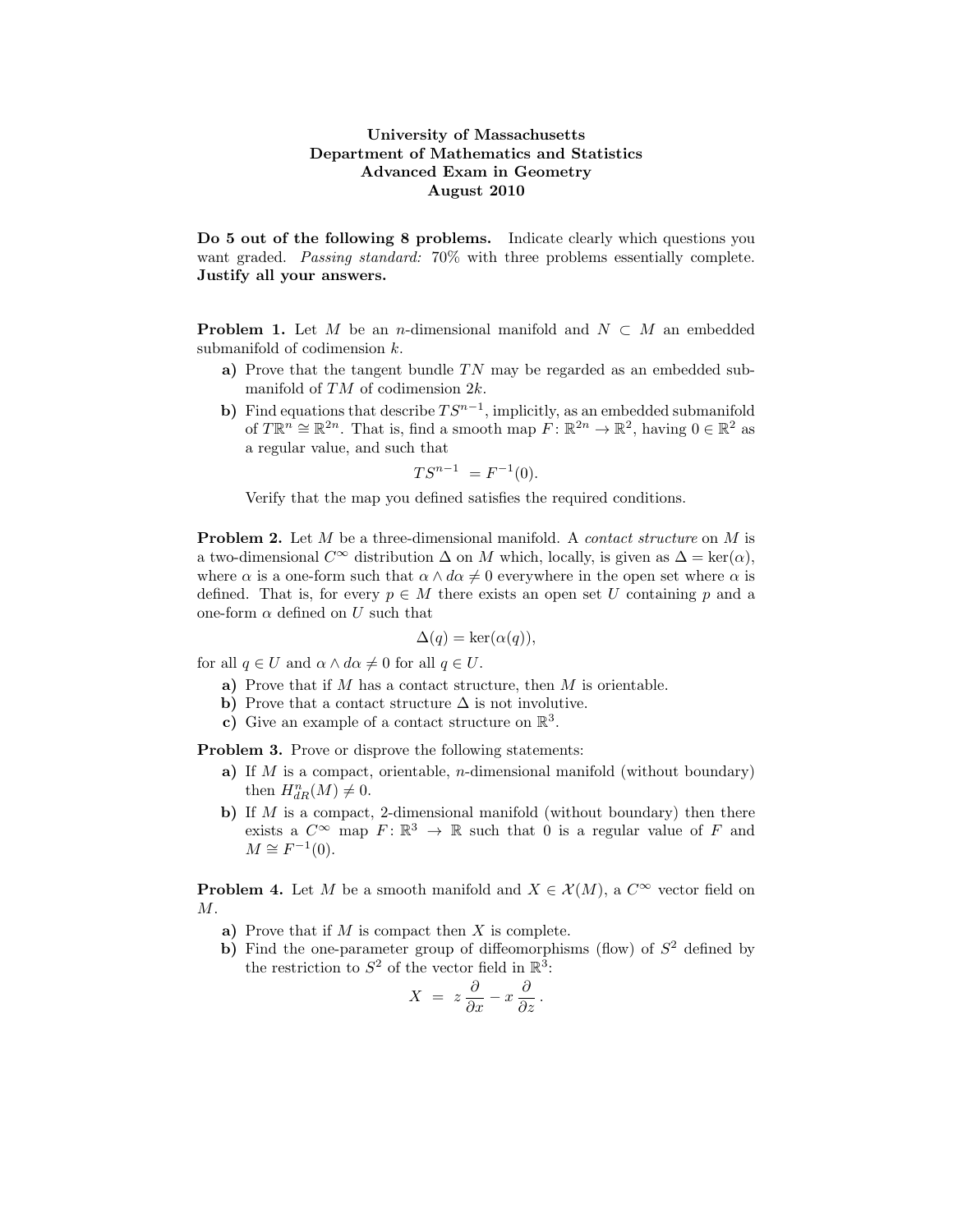**University of Massachusetts**
**Department of Mathematics and Statistics**
**Advanced Exam in Geometry**
**August 2010**

**Do 5 out of the following 8 problems.** Indicate clearly which questions you want graded. *Passing standard:* 70% with three problems essentially complete. **Justify all your answers.**

**Problem 1.** Let $M$ be an $n$-dimensional manifold and $N \subset M$ an embedded submanifold of codimension $k$.

**a)** Prove that the tangent bundle $TN$ may be regarded as an embedded submanifold of $TM$ of codimension $2k$.

**b)** Find equations that describe $TS^{n-1}$, implicitly, as an embedded submanifold of $T\mathbb{R}^n \cong \mathbb{R}^{2n}$. That is, find a smooth map $F\colon \mathbb{R}^{2n} \to \mathbb{R}^2$, having $0 \in \mathbb{R}^2$ as a regular value, and such that

$$TS^{n-1} = F^{-1}(0).$$

Verify that the map you defined satisfies the required conditions.

**Problem 2.** Let $M$ be a three-dimensional manifold. A *contact structure* on $M$ is a two-dimensional $C^\infty$ distribution $\Delta$ on $M$ which, locally, is given as $\Delta = \ker(\alpha)$, where $\alpha$ is a one-form such that $\alpha \wedge d\alpha \neq 0$ everywhere in the open set where $\alpha$ is defined. That is, for every $p \in M$ there exists an open set $U$ containing $p$ and a one-form $\alpha$ defined on $U$ such that

$$\Delta(q) = \ker(\alpha(q)),$$

for all $q \in U$ and $\alpha \wedge d\alpha \neq 0$ for all $q \in U$.

**a)** Prove that if $M$ has a contact structure, then $M$ is orientable.

**b)** Prove that a contact structure $\Delta$ is not involutive.

**c)** Give an example of a contact structure on $\mathbb{R}^3$.

**Problem 3.** Prove or disprove the following statements:

**a)** If $M$ is a compact, orientable, $n$-dimensional manifold (without boundary) then $H^n_{dR}(M) \neq 0$.

**b)** If $M$ is a compact, 2-dimensional manifold (without boundary) then there exists a $C^\infty$ map $F\colon \mathbb{R}^3 \to \mathbb{R}$ such that 0 is a regular value of $F$ and $M \cong F^{-1}(0)$.

**Problem 4.** Let $M$ be a smooth manifold and $X \in \mathcal{X}(M)$, a $C^\infty$ vector field on $M$.

**a)** Prove that if $M$ is compact then $X$ is complete.

**b)** Find the one-parameter group of diffeomorphisms (flow) of $S^2$ defined by the restriction to $S^2$ of the vector field in $\mathbb{R}^3$:

$$X = z\,\frac{\partial}{\partial x} - x\,\frac{\partial}{\partial z}\,.$$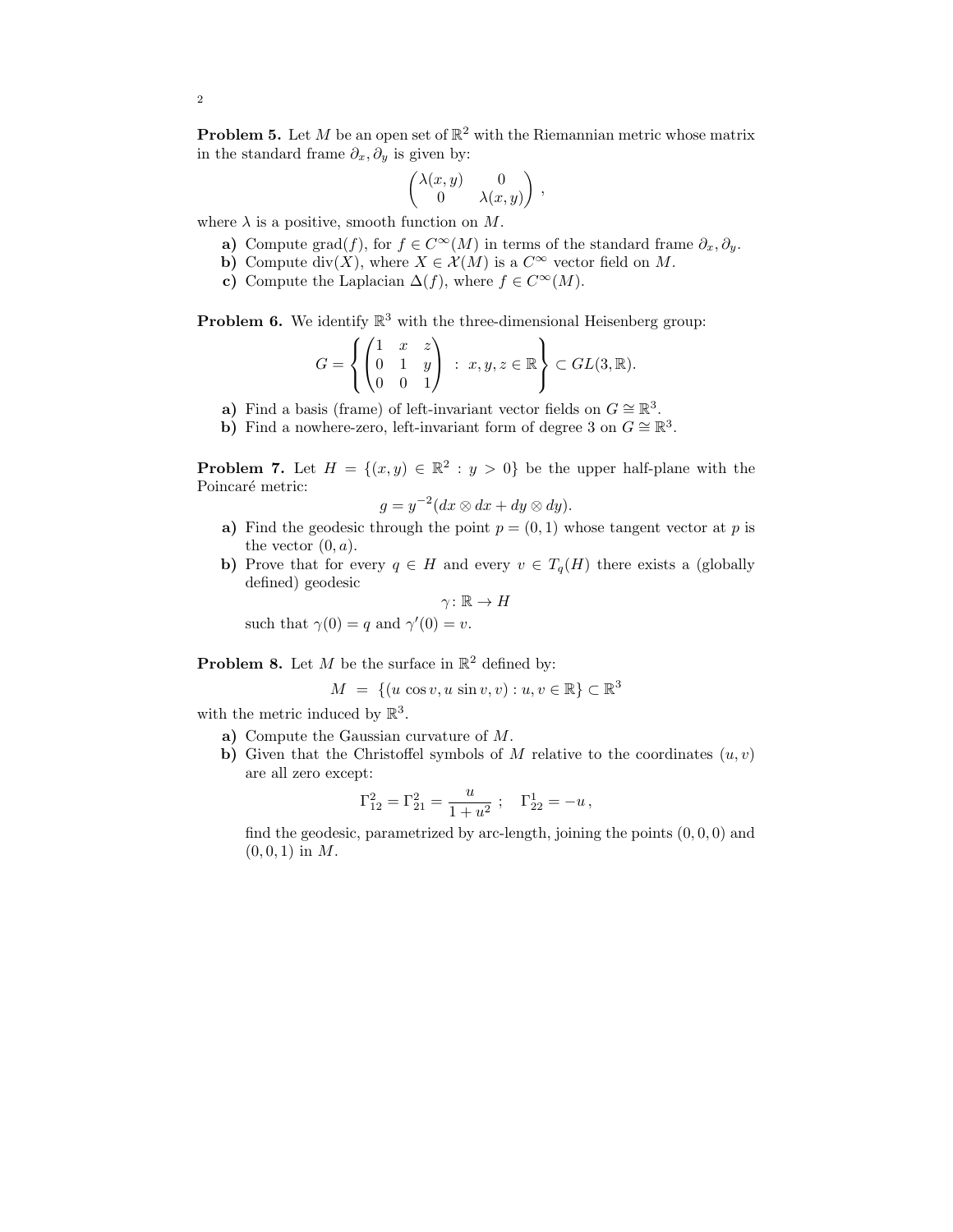**Problem 5.** Let $M$ be an open set of $\mathbb{R}^2$ with the Riemannian metric whose matrix in the standard frame $\partial_x, \partial_y$ is given by:

$$\begin{pmatrix} \lambda(x,y) & 0 \\ 0 & \lambda(x,y) \end{pmatrix},$$

where $\lambda$ is a positive, smooth function on $M$.

**a)** Compute grad$(f)$, for $f \in C^\infty(M)$ in terms of the standard frame $\partial_x, \partial_y$.

**b)** Compute div$(X)$, where $X \in \mathcal{X}(M)$ is a $C^\infty$ vector field on $M$.

**c)** Compute the Laplacian $\Delta(f)$, where $f \in C^\infty(M)$.

**Problem 6.** We identify $\mathbb{R}^3$ with the three-dimensional Heisenberg group:

$$G = \left\{ \begin{pmatrix} 1 & x & z \\ 0 & 1 & y \\ 0 & 0 & 1 \end{pmatrix} : x, y, z \in \mathbb{R} \right\} \subset GL(3, \mathbb{R}).$$

**a)** Find a basis (frame) of left-invariant vector fields on $G \cong \mathbb{R}^3$.

**b)** Find a nowhere-zero, left-invariant form of degree 3 on $G \cong \mathbb{R}^3$.

**Problem 7.** Let $H = \{(x, y) \in \mathbb{R}^2 : y > 0\}$ be the upper half-plane with the Poincaré metric:

$$g = y^{-2}(dx \otimes dx + dy \otimes dy).$$

**a)** Find the geodesic through the point $p = (0, 1)$ whose tangent vector at $p$ is the vector $(0, a)$.

**b)** Prove that for every $q \in H$ and every $v \in T_q(H)$ there exists a (globally defined) geodesic

$$\gamma \colon \mathbb{R} \to H$$

such that $\gamma(0) = q$ and $\gamma'(0) = v$.

**Problem 8.** Let $M$ be the surface in $\mathbb{R}^2$ defined by:

$$M \;=\; \{(u \cos v, u \sin v, v) : u, v \in \mathbb{R}\} \subset \mathbb{R}^3$$

with the metric induced by $\mathbb{R}^3$.

**a)** Compute the Gaussian curvature of $M$.

**b)** Given that the Christoffel symbols of $M$ relative to the coordinates $(u, v)$ are all zero except:

$$\Gamma^2_{12} = \Gamma^2_{21} = \frac{u}{1+u^2}\,; \quad \Gamma^1_{22} = -u\,,$$

find the geodesic, parametrized by arc-length, joining the points $(0, 0, 0)$ and $(0, 0, 1)$ in $M$.